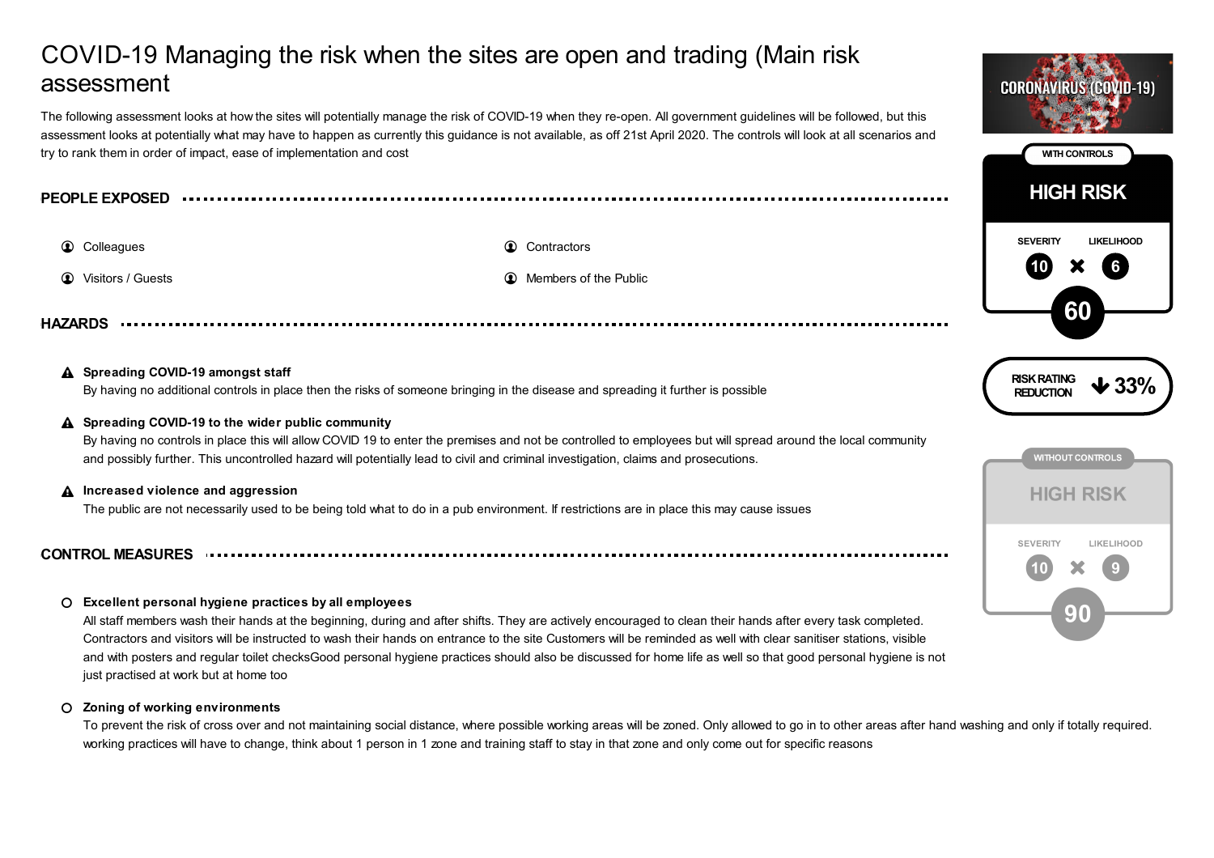# COVID-19 Managing the risk when the sites are open and trading (Main risk assessment

The following assessment looks at how the sites will potentially manage the risk of COVID-19 when they re-open. All government guidelines will be followed, but this assessment looks at potentially what may have to happen as currently this guidance is not available, as off 21st April 2020. The controls will look at all scenarios and try to rank them in order of impact, ease of implementation and cost

CORONAVIRUS (COVID-19)

**WITH CONTROLS**

**HIGH RISK**

SEVERITY 10 × LIKELIHOOD 6

**60**

RISK RATING REDUCTION ↓ 33%

**WITHOUT CONTROLS**

**HIGH RISK**

SEVERITY 10 × LIKELIHOOD 9

**90**

## PEOPLE EXPOSED

- Colleagues
- Contractors
- Visitors / Guests
- Members of the Public

## HAZARDS

**Spreading COVID-19 amongst staff**
By having no additional controls in place then the risks of someone bringing in the disease and spreading it further is possible

**Spreading COVID-19 to the wider public community**
By having no controls in place this will allow COVID 19 to enter the premises and not be controlled to employees but will spread around the local community and possibly further. This uncontrolled hazard will potentially lead to civil and criminal investigation, claims and prosecutions.

**Increased violence and aggression**
The public are not necessarily used to be being told what to do in a pub environment. If restrictions are in place this may cause issues

## CONTROL MEASURES

**Excellent personal hygiene practices by all employees**
All staff members wash their hands at the beginning, during and after shifts. They are actively encouraged to clean their hands after every task completed. Contractors and visitors will be instructed to wash their hands on entrance to the site Customers will be reminded as well with clear sanitiser stations, visible and with posters and regular toilet checksGood personal hygiene practices should also be discussed for home life as well so that good personal hygiene is not just practised at work but at home too

**Zoning of working environments**
To prevent the risk of cross over and not maintaining social distance, where possible working areas will be zoned. Only allowed to go in to other areas after hand washing and only if totally required. working practices will have to change, think about 1 person in 1 zone and training staff to stay in that zone and only come out for specific reasons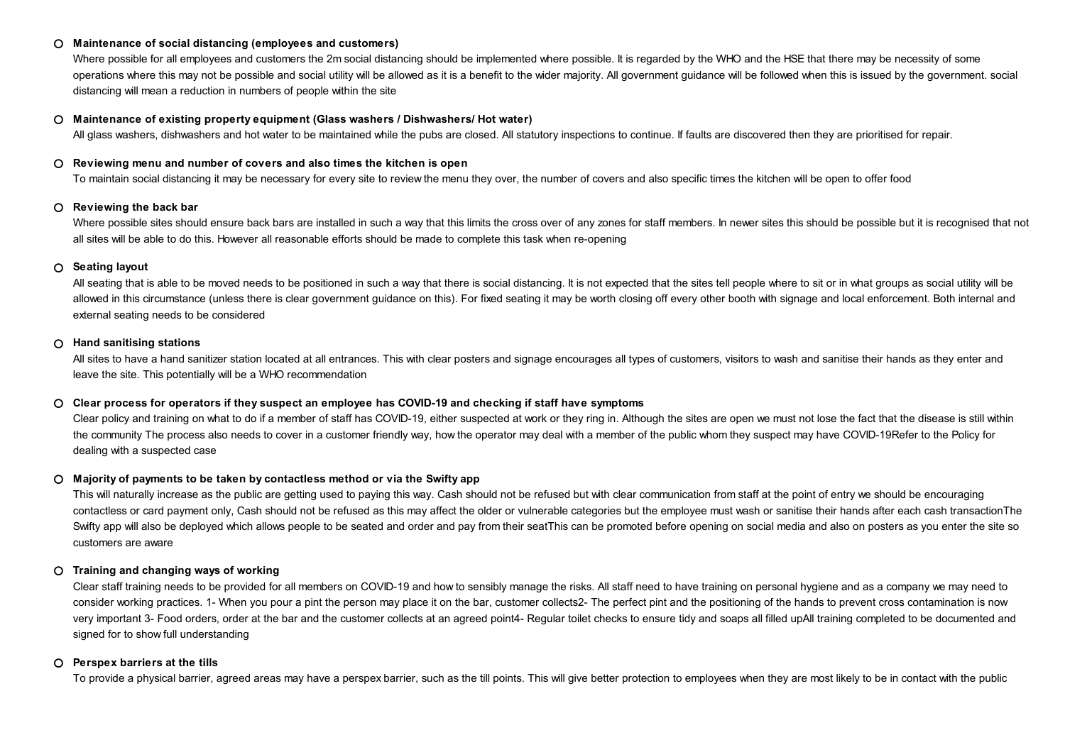- **Maintenance of social distancing (employees and customers)**

  Where possible for all employees and customers the 2m social distancing should be implemented where possible. It is regarded by the WHO and the HSE that there may be necessity of some operations where this may not be possible and social utility will be allowed as it is a benefit to the wider majority. All government guidance will be followed when this is issued by the government. social distancing will mean a reduction in numbers of people within the site

- **Maintenance of existing property equipment (Glass washers / Dishwashers/ Hot water)**

  All glass washers, dishwashers and hot water to be maintained while the pubs are closed. All statutory inspections to continue. If faults are discovered then they are prioritised for repair.

- **Reviewing menu and number of covers and also times the kitchen is open**

  To maintain social distancing it may be necessary for every site to review the menu they over, the number of covers and also specific times the kitchen will be open to offer food

- **Reviewing the back bar**

  Where possible sites should ensure back bars are installed in such a way that this limits the cross over of any zones for staff members. In newer sites this should be possible but it is recognised that not all sites will be able to do this. However all reasonable efforts should be made to complete this task when re-opening

- **Seating layout**

  All seating that is able to be moved needs to be positioned in such a way that there is social distancing. It is not expected that the sites tell people where to sit or in what groups as social utility will be allowed in this circumstance (unless there is clear government guidance on this). For fixed seating it may be worth closing off every other booth with signage and local enforcement. Both internal and external seating needs to be considered

- **Hand sanitising stations**

  All sites to have a hand sanitizer station located at all entrances. This with clear posters and signage encourages all types of customers, visitors to wash and sanitise their hands as they enter and leave the site. This potentially will be a WHO recommendation

- **Clear process for operators if they suspect an employee has COVID-19 and checking if staff have symptoms**

  Clear policy and training on what to do if a member of staff has COVID-19, either suspected at work or they ring in. Although the sites are open we must not lose the fact that the disease is still within the community The process also needs to cover in a customer friendly way, how the operator may deal with a member of the public whom they suspect may have COVID-19Refer to the Policy for dealing with a suspected case

- **Majority of payments to be taken by contactless method or via the Swifty app**

  This will naturally increase as the public are getting used to paying this way. Cash should not be refused but with clear communication from staff at the point of entry we should be encouraging contactless or card payment only, Cash should not be refused as this may affect the older or vulnerable categories but the employee must wash or sanitise their hands after each cash transactionThe Swifty app will also be deployed which allows people to be seated and order and pay from their seatThis can be promoted before opening on social media and also on posters as you enter the site so customers are aware

- **Training and changing ways of working**

  Clear staff training needs to be provided for all members on COVID-19 and how to sensibly manage the risks. All staff need to have training on personal hygiene and as a company we may need to consider working practices. 1- When you pour a pint the person may place it on the bar, customer collects2- The perfect pint and the positioning of the hands to prevent cross contamination is now very important 3- Food orders, order at the bar and the customer collects at an agreed point4- Regular toilet checks to ensure tidy and soaps all filled upAll training completed to be documented and signed for to show full understanding

- **Perspex barriers at the tills**

  To provide a physical barrier, agreed areas may have a perspex barrier, such as the till points. This will give better protection to employees when they are most likely to be in contact with the public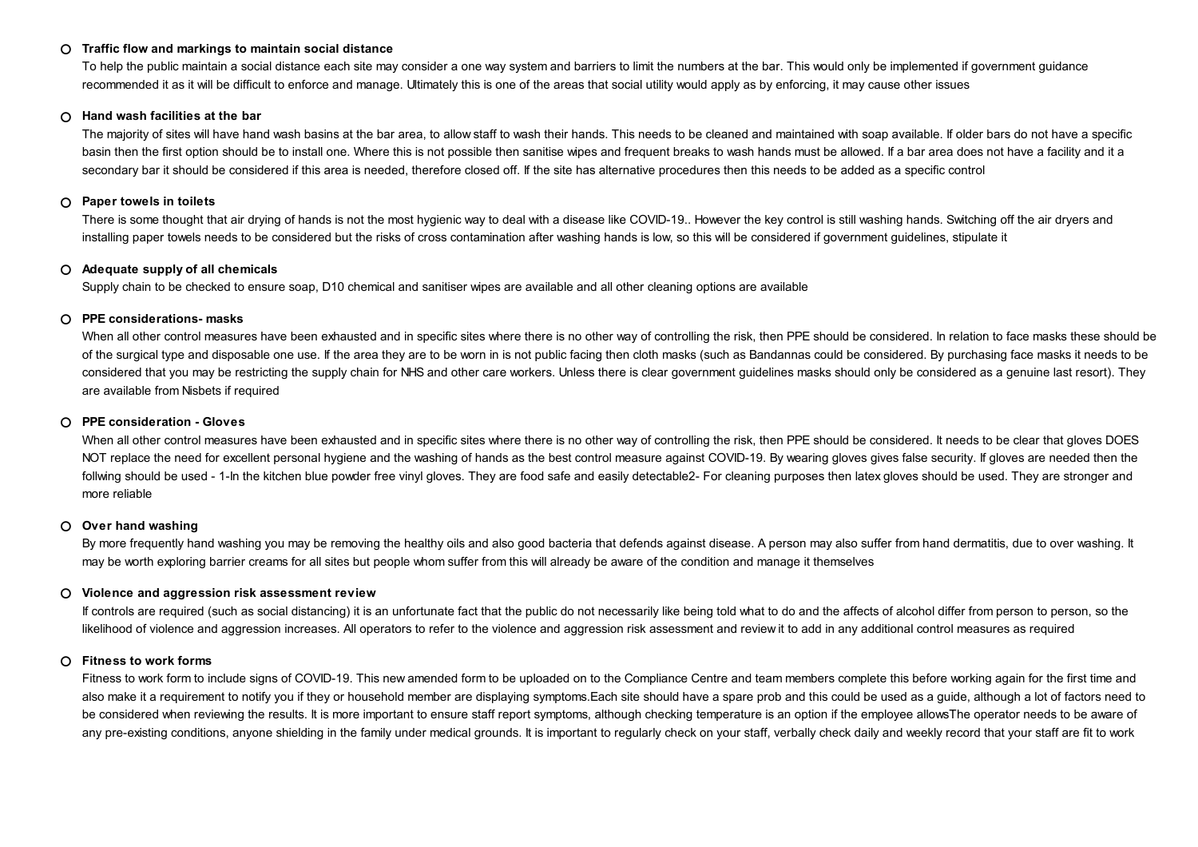- **Traffic flow and markings to maintain social distance**

  To help the public maintain a social distance each site may consider a one way system and barriers to limit the numbers at the bar. This would only be implemented if government guidance recommended it as it will be difficult to enforce and manage. Ultimately this is one of the areas that social utility would apply as by enforcing, it may cause other issues

- **Hand wash facilities at the bar**

  The majority of sites will have hand wash basins at the bar area, to allow staff to wash their hands. This needs to be cleaned and maintained with soap available. If older bars do not have a specific basin then the first option should be to install one. Where this is not possible then sanitise wipes and frequent breaks to wash hands must be allowed. If a bar area does not have a facility and it a secondary bar it should be considered if this area is needed, therefore closed off. If the site has alternative procedures then this needs to be added as a specific control

- **Paper towels in toilets**

  There is some thought that air drying of hands is not the most hygienic way to deal with a disease like COVID-19.. However the key control is still washing hands. Switching off the air dryers and installing paper towels needs to be considered but the risks of cross contamination after washing hands is low, so this will be considered if government guidelines, stipulate it

- **Adequate supply of all chemicals**

  Supply chain to be checked to ensure soap, D10 chemical and sanitiser wipes are available and all other cleaning options are available

- **PPE considerations- masks**

  When all other control measures have been exhausted and in specific sites where there is no other way of controlling the risk, then PPE should be considered. In relation to face masks these should be of the surgical type and disposable one use. If the area they are to be worn in is not public facing then cloth masks (such as Bandannas could be considered. By purchasing face masks it needs to be considered that you may be restricting the supply chain for NHS and other care workers. Unless there is clear government guidelines masks should only be considered as a genuine last resort). They are available from Nisbets if required

- **PPE consideration - Gloves**

  When all other control measures have been exhausted and in specific sites where there is no other way of controlling the risk, then PPE should be considered. It needs to be clear that gloves DOES NOT replace the need for excellent personal hygiene and the washing of hands as the best control measure against COVID-19. By wearing gloves gives false security. If gloves are needed then the follwing should be used - 1-In the kitchen blue powder free vinyl gloves. They are food safe and easily detectable2- For cleaning purposes then latex gloves should be used. They are stronger and more reliable

- **Over hand washing**

  By more frequently hand washing you may be removing the healthy oils and also good bacteria that defends against disease. A person may also suffer from hand dermatitis, due to over washing. It may be worth exploring barrier creams for all sites but people whom suffer from this will already be aware of the condition and manage it themselves

- **Violence and aggression risk assessment review**

  If controls are required (such as social distancing) it is an unfortunate fact that the public do not necessarily like being told what to do and the affects of alcohol differ from person to person, so the likelihood of violence and aggression increases. All operators to refer to the violence and aggression risk assessment and review it to add in any additional control measures as required

- **Fitness to work forms**

  Fitness to work form to include signs of COVID-19. This new amended form to be uploaded on to the Compliance Centre and team members complete this before working again for the first time and also make it a requirement to notify you if they or household member are displaying symptoms.Each site should have a spare prob and this could be used as a guide, although a lot of factors need to be considered when reviewing the results. It is more important to ensure staff report symptoms, although checking temperature is an option if the employee allowsThe operator needs to be aware of any pre-existing conditions, anyone shielding in the family under medical grounds. It is important to regularly check on your staff, verbally check daily and weekly record that your staff are fit to work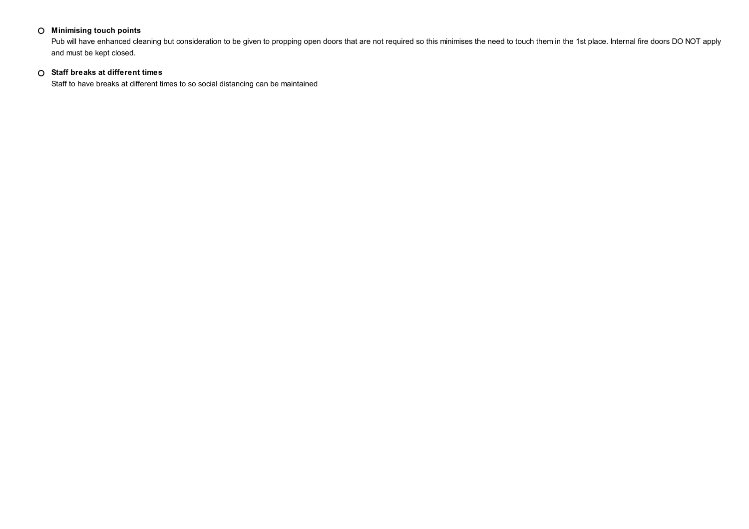- **Minimising touch points**
  Pub will have enhanced cleaning but consideration to be given to propping open doors that are not required so this minimises the need to touch them in the 1st place. Internal fire doors DO NOT apply and must be kept closed.

- **Staff breaks at different times**
  Staff to have breaks at different times to so social distancing can be maintained